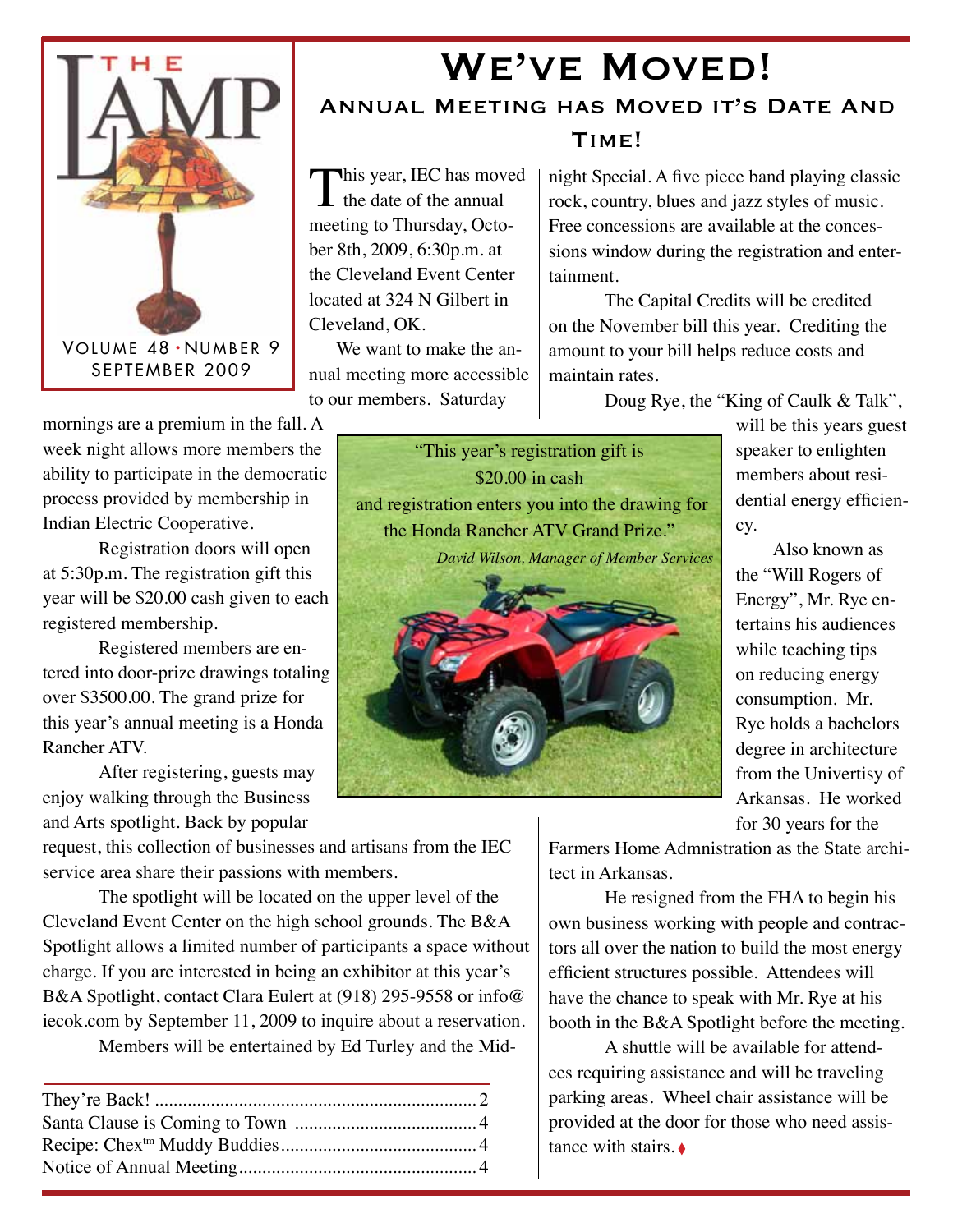# The LAMP

Volume 48 • Number 9
September 2009

# We've Moved!

## Annual Meeting has Moved it's Date And Time!

This year, IEC has moved the date of the annual meeting to Thursday, October 8th, 2009, 6:30p.m. at the Cleveland Event Center located at 324 N Gilbert in Cleveland, OK.

We want to make the annual meeting more accessible to our members. Saturday mornings are a premium in the fall. A week night allows more members the ability to participate in the democratic process provided by membership in Indian Electric Cooperative.

Registration doors will open at 5:30p.m. The registration gift this year will be $20.00 cash given to each registered membership.

Registered members are entered into door-prize drawings totaling over $3500.00. The grand prize for this year's annual meeting is a Honda Rancher ATV.

After registering, guests may enjoy walking through the Business and Arts spotlight. Back by popular request, this collection of businesses and artisans from the IEC service area share their passions with members.

The spotlight will be located on the upper level of the Cleveland Event Center on the high school grounds. The B&A Spotlight allows a limited number of participants a space without charge. If you are interested in being an exhibitor at this year's B&A Spotlight, contact Clara Eulert at (918) 295-9558 or info@iecok.com by September 11, 2009 to inquire about a reservation.

Members will be entertained by Ed Turley and the Midnight Special. A five piece band playing classic rock, country, blues and jazz styles of music. Free concessions are available at the concessions window during the registration and entertainment.

The Capital Credits will be credited on the November bill this year. Crediting the amount to your bill helps reduce costs and maintain rates.

Doug Rye, the "King of Caulk & Talk", will be this years guest speaker to enlighten members about residential energy efficiency.

Also known as the "Will Rogers of Energy", Mr. Rye entertains his audiences while teaching tips on reducing energy consumption. Mr. Rye holds a bachelors degree in architecture from the Univertisy of Arkansas. He worked for 30 years for the Farmers Home Admnistration as the State architect in Arkansas.

He resigned from the FHA to begin his own business working with people and contractors all over the nation to build the most energy efficient structures possible. Attendees will have the chance to speak with Mr. Rye at his booth in the B&A Spotlight before the meeting.

A shuttle will be available for attendees requiring assistance and will be traveling parking areas. Wheel chair assistance will be provided at the door for those who need assistance with stairs.

> "This year's registration gift is $20.00 in cash and registration enters you into the drawing for the Honda Rancher ATV Grand Prize."
>
> *David Wilson, Manager of Member Services*

---

They're Back! .......... 2
Santa Clause is Coming to Town .......... 4
Recipe: Chex™ Muddy Buddies .......... 4
Notice of Annual Meeting .......... 4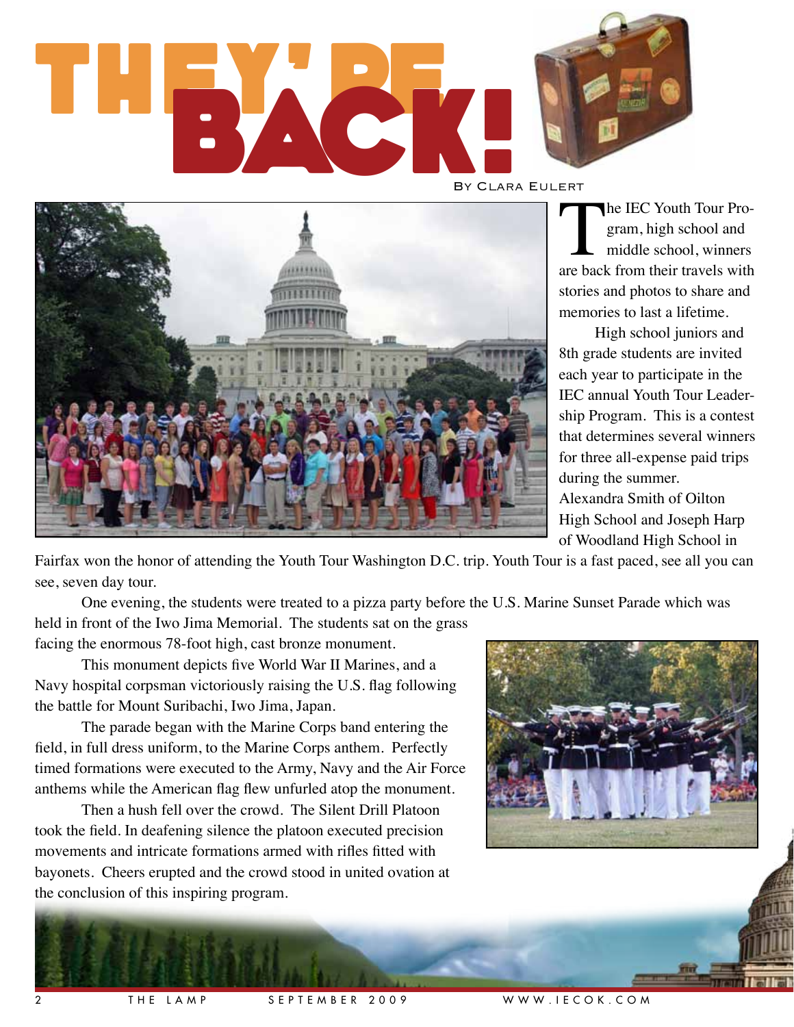# THEY'RE BACK!

By Clara Eulert

The IEC Youth Tour Program, high school and middle school, winners are back from their travels with stories and photos to share and memories to last a lifetime.

High school juniors and 8th grade students are invited each year to participate in the IEC annual Youth Tour Leadership Program. This is a contest that determines several winners for three all-expense paid trips during the summer. Alexandra Smith of Oilton High School and Joseph Harp of Woodland High School in Fairfax won the honor of attending the Youth Tour Washington D.C. trip. Youth Tour is a fast paced, see all you can see, seven day tour.

One evening, the students were treated to a pizza party before the U.S. Marine Sunset Parade which was held in front of the Iwo Jima Memorial. The students sat on the grass facing the enormous 78-foot high, cast bronze monument.

This monument depicts five World War II Marines, and a Navy hospital corpsman victoriously raising the U.S. flag following the battle for Mount Suribachi, Iwo Jima, Japan.

The parade began with the Marine Corps band entering the field, in full dress uniform, to the Marine Corps anthem. Perfectly timed formations were executed to the Army, Navy and the Air Force anthems while the American flag flew unfurled atop the monument.

Then a hush fell over the crowd. The Silent Drill Platoon took the field. In deafening silence the platoon executed precision movements and intricate formations armed with rifles fitted with bayonets. Cheers erupted and the crowd stood in united ovation at the conclusion of this inspiring program.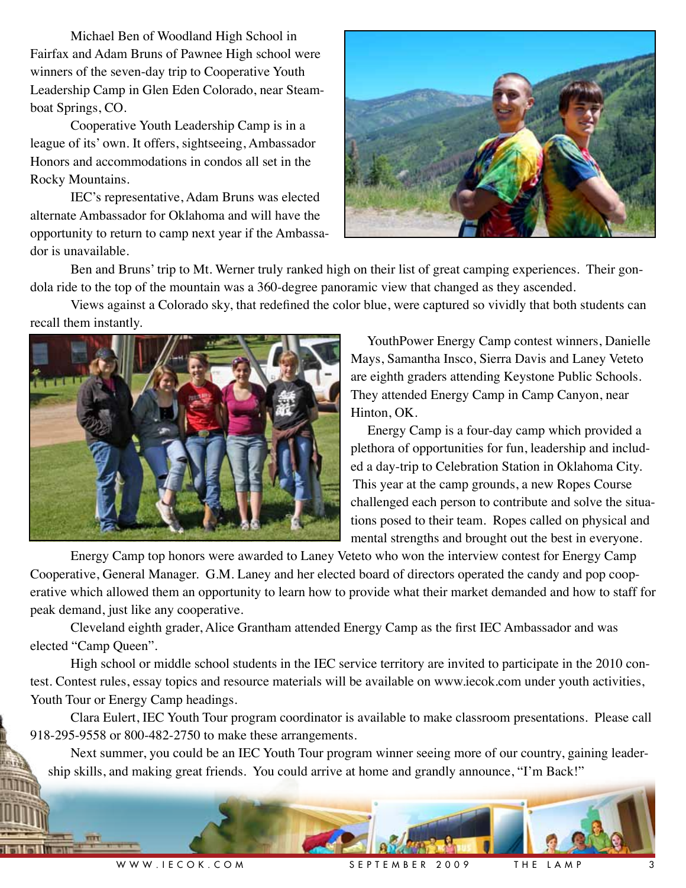Michael Ben of Woodland High School in Fairfax and Adam Bruns of Pawnee High school were winners of the seven-day trip to Cooperative Youth Leadership Camp in Glen Eden Colorado, near Steamboat Springs, CO.

Cooperative Youth Leadership Camp is in a league of its' own. It offers, sightseeing, Ambassador Honors and accommodations in condos all set in the Rocky Mountains.

IEC's representative, Adam Bruns was elected alternate Ambassador for Oklahoma and will have the opportunity to return to camp next year if the Ambassador is unavailable.

Ben and Bruns' trip to Mt. Werner truly ranked high on their list of great camping experiences. Their gondola ride to the top of the mountain was a 360-degree panoramic view that changed as they ascended.

Views against a Colorado sky, that redefined the color blue, were captured so vividly that both students can recall them instantly.

YouthPower Energy Camp contest winners, Danielle Mays, Samantha Insco, Sierra Davis and Laney Veteto are eighth graders attending Keystone Public Schools. They attended Energy Camp in Camp Canyon, near Hinton, OK.

Energy Camp is a four-day camp which provided a plethora of opportunities for fun, leadership and included a day-trip to Celebration Station in Oklahoma City. This year at the camp grounds, a new Ropes Course challenged each person to contribute and solve the situations posed to their team. Ropes called on physical and mental strengths and brought out the best in everyone.

Energy Camp top honors were awarded to Laney Veteto who won the interview contest for Energy Camp Cooperative, General Manager. G.M. Laney and her elected board of directors operated the candy and pop cooperative which allowed them an opportunity to learn how to provide what their market demanded and how to staff for peak demand, just like any cooperative.

Cleveland eighth grader, Alice Grantham attended Energy Camp as the first IEC Ambassador and was elected "Camp Queen".

High school or middle school students in the IEC service territory are invited to participate in the 2010 contest. Contest rules, essay topics and resource materials will be available on www.iecok.com under youth activities, Youth Tour or Energy Camp headings.

Clara Eulert, IEC Youth Tour program coordinator is available to make classroom presentations. Please call 918-295-9558 or 800-482-2750 to make these arrangements.

Next summer, you could be an IEC Youth Tour program winner seeing more of our country, gaining leadership skills, and making great friends. You could arrive at home and grandly announce, "I'm Back!"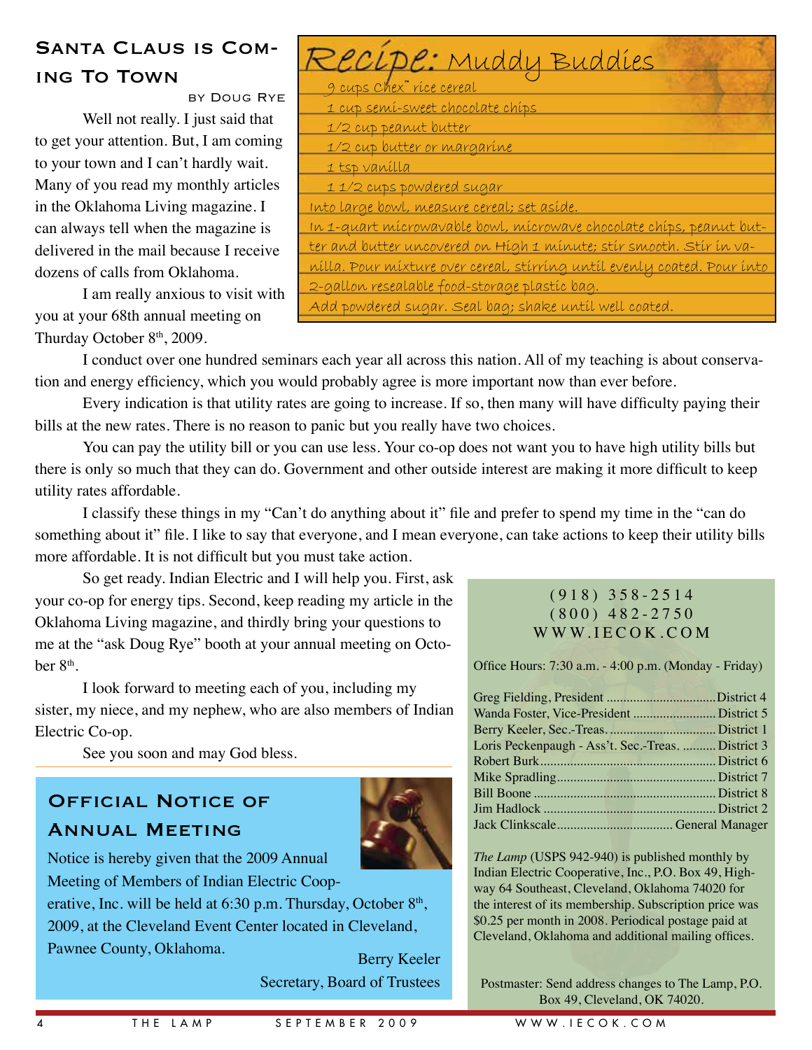## Santa Claus is Coming To Town

by Doug Rye

Well not really. I just said that to get your attention. But, I am coming to your town and I can't hardly wait. Many of you read my monthly articles in the Oklahoma Living magazine. I can always tell when the magazine is delivered in the mail because I receive dozens of calls from Oklahoma.

I am really anxious to visit with you at your 68th annual meeting on Thurday October 8th, 2009.

I conduct over one hundred seminars each year all across this nation. All of my teaching is about conservation and energy efficiency, which you would probably agree is more important now than ever before.

Every indication is that utility rates are going to increase. If so, then many will have difficulty paying their bills at the new rates. There is no reason to panic but you really have two choices.

You can pay the utility bill or you can use less. Your co-op does not want you to have high utility bills but there is only so much that they can do. Government and other outside interest are making it more difficult to keep utility rates affordable.

I classify these things in my "Can't do anything about it" file and prefer to spend my time in the "can do something about it" file. I like to say that everyone, and I mean everyone, can take actions to keep their utility bills more affordable. It is not difficult but you must take action.

So get ready. Indian Electric and I will help you. First, ask your co-op for energy tips. Second, keep reading my article in the Oklahoma Living magazine, and thirdly bring your questions to me at the "ask Doug Rye" booth at your annual meeting on October 8th.

I look forward to meeting each of you, including my sister, my niece, and my nephew, who are also members of Indian Electric Co-op.

See you soon and may God bless.

## Recipe: Muddy Buddies

- 9 cups Chex™ rice cereal
- 1 cup semi-sweet chocolate chips
- 1/2 cup peanut butter
- 1/2 cup butter or margarine
- 1 tsp vanilla
- 1 1/2 cups powdered sugar

Into large bowl, measure cereal; set aside.

In 1-quart microwavable bowl, microwave chocolate chips, peanut butter and butter uncovered on High 1 minute; stir smooth. Stir in vanilla. Pour mixture over cereal, stirring until evenly coated. Pour into 2-gallon resealable food-storage plastic bag.

Add powdered sugar. Seal bag; shake until well coated.

## Official Notice of Annual Meeting

Notice is hereby given that the 2009 Annual Meeting of Members of Indian Electric Cooperative, Inc. will be held at 6:30 p.m. Thursday, October 8th, 2009, at the Cleveland Event Center located in Cleveland, Pawnee County, Oklahoma.

Berry Keeler
Secretary, Board of Trustees

(918) 358-2514
(800) 482-2750
WWW.IECOK.COM

Office Hours: 7:30 a.m. - 4:00 p.m. (Monday - Friday)

| | |
|---|---|
| Greg Fielding, President | District 4 |
| Wanda Foster, Vice-President | District 5 |
| Berry Keeler, Sec.-Treas. | District 1 |
| Loris Peckenpaugh - Ass't. Sec.-Treas. | District 3 |
| Robert Burk | District 6 |
| Mike Spradling | District 7 |
| Bill Boone | District 8 |
| Jim Hadlock | District 2 |
| Jack Clinkscale | General Manager |

*The Lamp* (USPS 942-940) is published monthly by Indian Electric Cooperative, Inc., P.O. Box 49, Highway 64 Southeast, Cleveland, Oklahoma 74020 for the interest of its membership. Subscription price was $0.25 per month in 2008. Periodical postage paid at Cleveland, Oklahoma and additional mailing offices.

Postmaster: Send address changes to The Lamp, P.O. Box 49, Cleveland, OK 74020.